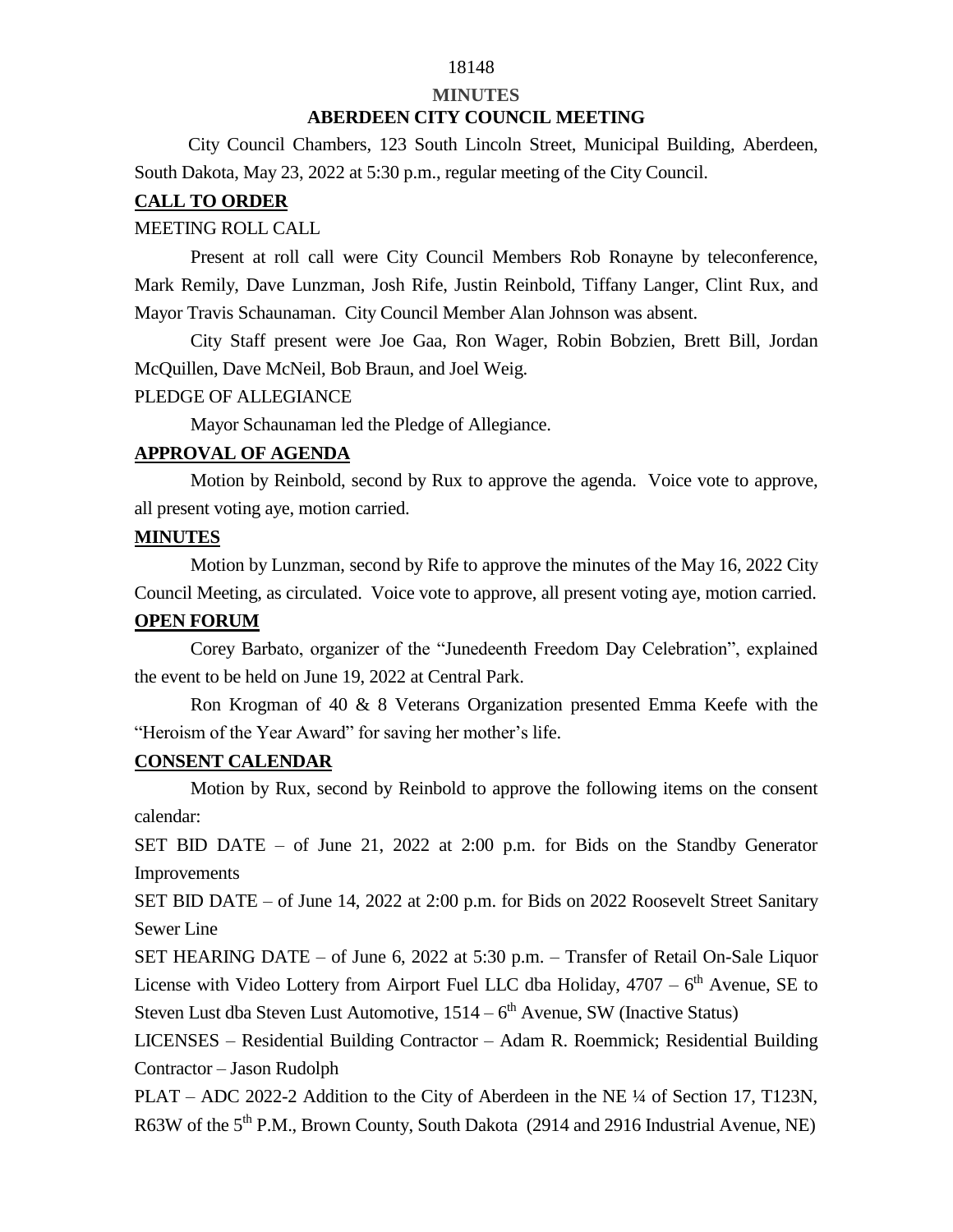# MINUTES

## ABERDEEN CITY COUNCIL MEETING

City Council Chambers, 123 South Lincoln Street, Municipal Building, Aberdeen, South Dakota, May 23, 2022 at 5:30 p.m., regular meeting of the City Council.

**CALL TO ORDER**

MEETING ROLL CALL

Present at roll call were City Council Members Rob Ronayne by teleconference, Mark Remily, Dave Lunzman, Josh Rife, Justin Reinbold, Tiffany Langer, Clint Rux, and Mayor Travis Schaunaman. City Council Member Alan Johnson was absent.

City Staff present were Joe Gaa, Ron Wager, Robin Bobzien, Brett Bill, Jordan McQuillen, Dave McNeil, Bob Braun, and Joel Weig.

PLEDGE OF ALLEGIANCE

Mayor Schaunaman led the Pledge of Allegiance.

**APPROVAL OF AGENDA**

Motion by Reinbold, second by Rux to approve the agenda. Voice vote to approve, all present voting aye, motion carried.

**MINUTES**

Motion by Lunzman, second by Rife to approve the minutes of the May 16, 2022 City Council Meeting, as circulated. Voice vote to approve, all present voting aye, motion carried.

**OPEN FORUM**

Corey Barbato, organizer of the "Junedeenth Freedom Day Celebration", explained the event to be held on June 19, 2022 at Central Park.

Ron Krogman of 40 & 8 Veterans Organization presented Emma Keefe with the "Heroism of the Year Award" for saving her mother's life.

**CONSENT CALENDAR**

Motion by Rux, second by Reinbold to approve the following items on the consent calendar:

SET BID DATE – of June 21, 2022 at 2:00 p.m. for Bids on the Standby Generator Improvements

SET BID DATE – of June 14, 2022 at 2:00 p.m. for Bids on 2022 Roosevelt Street Sanitary Sewer Line

SET HEARING DATE – of June 6, 2022 at 5:30 p.m. – Transfer of Retail On-Sale Liquor License with Video Lottery from Airport Fuel LLC dba Holiday, 4707 – 6th Avenue, SE to Steven Lust dba Steven Lust Automotive, 1514 – 6th Avenue, SW (Inactive Status)

LICENSES – Residential Building Contractor – Adam R. Roemmick; Residential Building Contractor – Jason Rudolph

PLAT – ADC 2022-2 Addition to the City of Aberdeen in the NE ¼ of Section 17, T123N, R63W of the 5th P.M., Brown County, South Dakota (2914 and 2916 Industrial Avenue, NE)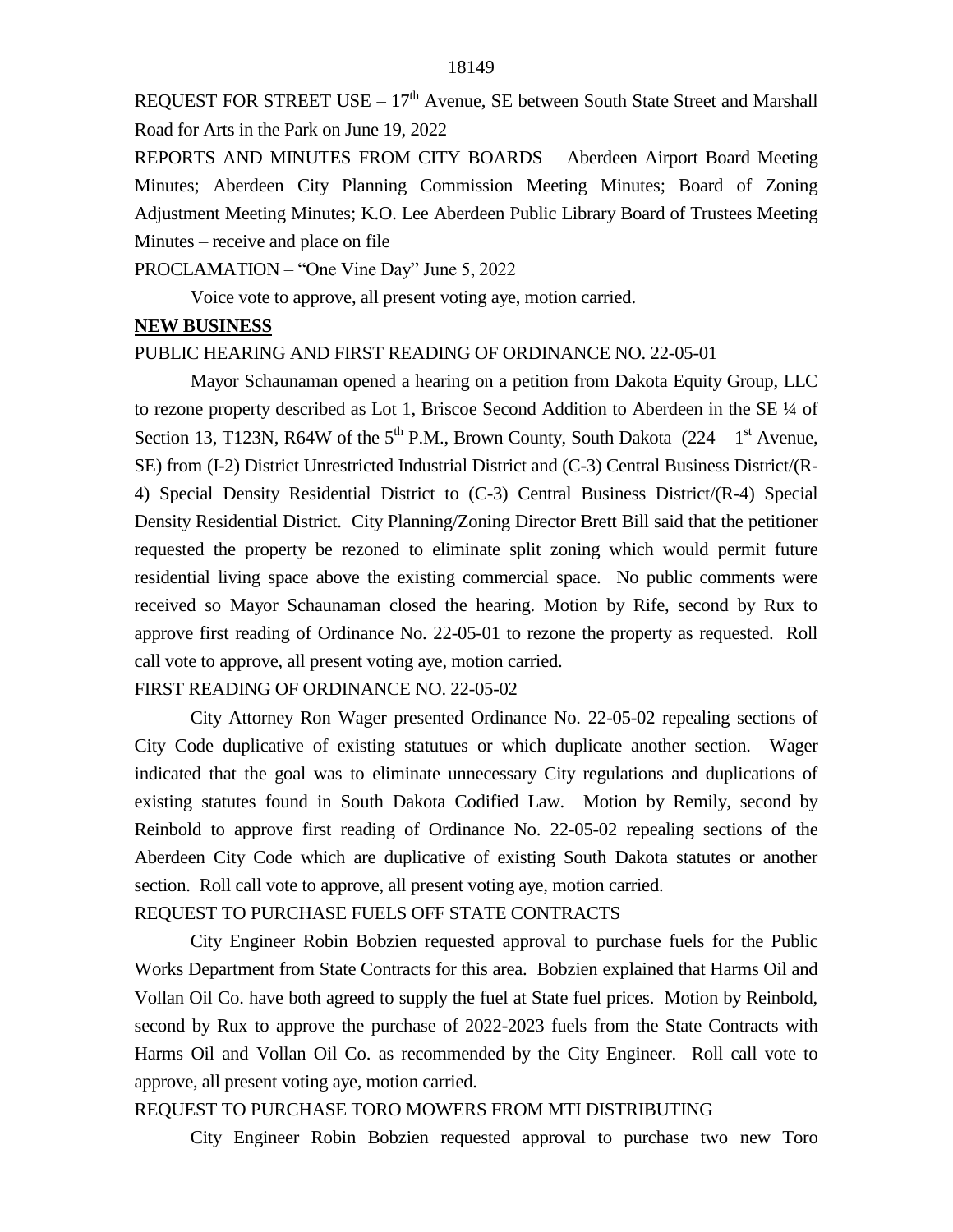REQUEST FOR STREET USE – 17th Avenue, SE between South State Street and Marshall Road for Arts in the Park on June 19, 2022

REPORTS AND MINUTES FROM CITY BOARDS – Aberdeen Airport Board Meeting Minutes; Aberdeen City Planning Commission Meeting Minutes; Board of Zoning Adjustment Meeting Minutes; K.O. Lee Aberdeen Public Library Board of Trustees Meeting Minutes – receive and place on file

PROCLAMATION – "One Vine Day" June 5, 2022

Voice vote to approve, all present voting aye, motion carried.

**NEW BUSINESS**

PUBLIC HEARING AND FIRST READING OF ORDINANCE NO. 22-05-01

Mayor Schaunaman opened a hearing on a petition from Dakota Equity Group, LLC to rezone property described as Lot 1, Briscoe Second Addition to Aberdeen in the SE ¼ of Section 13, T123N, R64W of the 5th P.M., Brown County, South Dakota (224 – 1st Avenue, SE) from (I-2) District Unrestricted Industrial District and (C-3) Central Business District/(R-4) Special Density Residential District to (C-3) Central Business District/(R-4) Special Density Residential District. City Planning/Zoning Director Brett Bill said that the petitioner requested the property be rezoned to eliminate split zoning which would permit future residential living space above the existing commercial space. No public comments were received so Mayor Schaunaman closed the hearing. Motion by Rife, second by Rux to approve first reading of Ordinance No. 22-05-01 to rezone the property as requested. Roll call vote to approve, all present voting aye, motion carried.

FIRST READING OF ORDINANCE NO. 22-05-02

City Attorney Ron Wager presented Ordinance No. 22-05-02 repealing sections of City Code duplicative of existing statutues or which duplicate another section. Wager indicated that the goal was to eliminate unnecessary City regulations and duplications of existing statutes found in South Dakota Codified Law. Motion by Remily, second by Reinbold to approve first reading of Ordinance No. 22-05-02 repealing sections of the Aberdeen City Code which are duplicative of existing South Dakota statutes or another section. Roll call vote to approve, all present voting aye, motion carried.

REQUEST TO PURCHASE FUELS OFF STATE CONTRACTS

City Engineer Robin Bobzien requested approval to purchase fuels for the Public Works Department from State Contracts for this area. Bobzien explained that Harms Oil and Vollan Oil Co. have both agreed to supply the fuel at State fuel prices. Motion by Reinbold, second by Rux to approve the purchase of 2022-2023 fuels from the State Contracts with Harms Oil and Vollan Oil Co. as recommended by the City Engineer. Roll call vote to approve, all present voting aye, motion carried.

REQUEST TO PURCHASE TORO MOWERS FROM MTI DISTRIBUTING

City Engineer Robin Bobzien requested approval to purchase two new Toro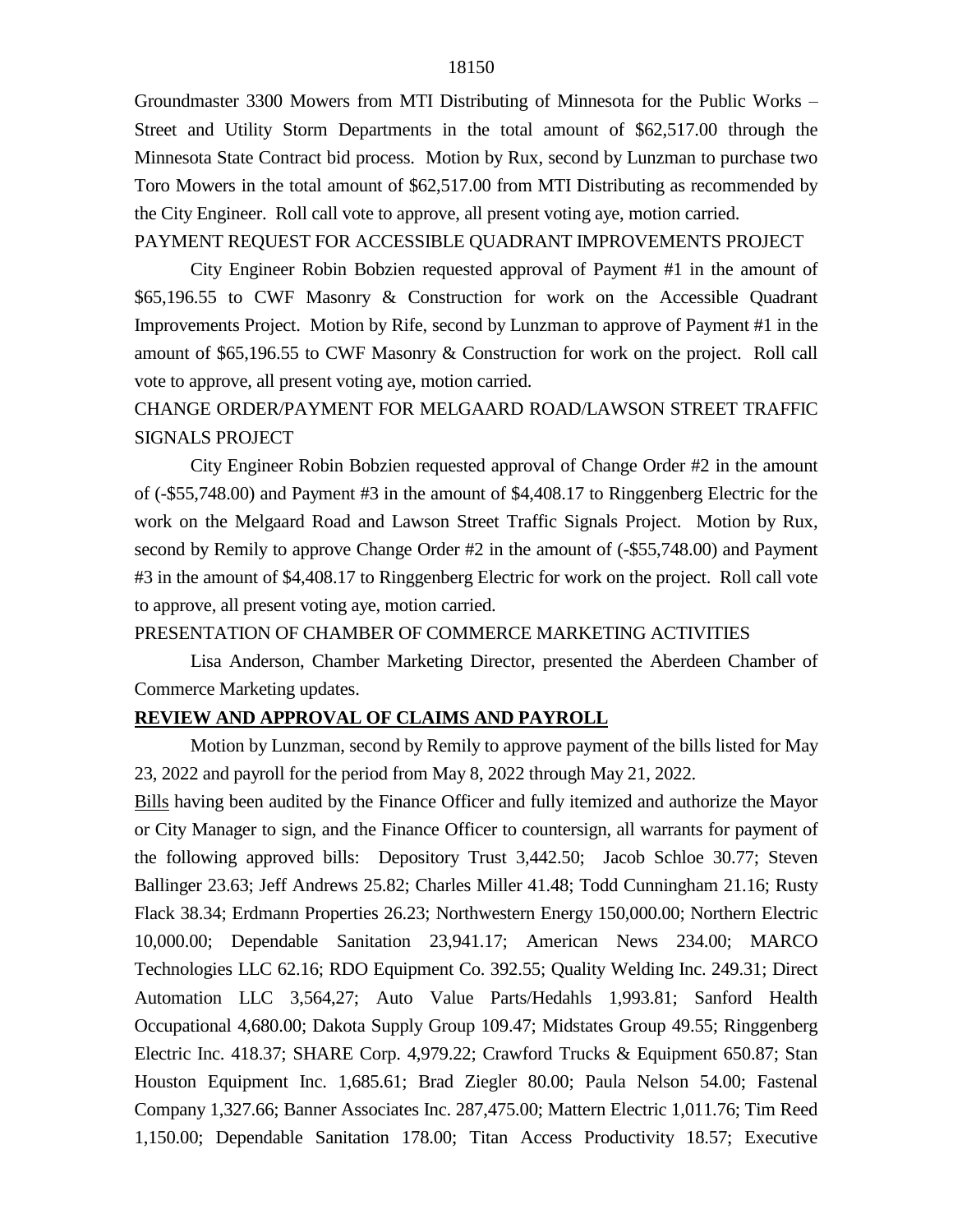Groundmaster 3300 Mowers from MTI Distributing of Minnesota for the Public Works – Street and Utility Storm Departments in the total amount of $62,517.00 through the Minnesota State Contract bid process. Motion by Rux, second by Lunzman to purchase two Toro Mowers in the total amount of $62,517.00 from MTI Distributing as recommended by the City Engineer. Roll call vote to approve, all present voting aye, motion carried.

PAYMENT REQUEST FOR ACCESSIBLE QUADRANT IMPROVEMENTS PROJECT

City Engineer Robin Bobzien requested approval of Payment #1 in the amount of $65,196.55 to CWF Masonry & Construction for work on the Accessible Quadrant Improvements Project. Motion by Rife, second by Lunzman to approve of Payment #1 in the amount of $65,196.55 to CWF Masonry & Construction for work on the project. Roll call vote to approve, all present voting aye, motion carried.

CHANGE ORDER/PAYMENT FOR MELGAARD ROAD/LAWSON STREET TRAFFIC SIGNALS PROJECT

City Engineer Robin Bobzien requested approval of Change Order #2 in the amount of (-$55,748.00) and Payment #3 in the amount of $4,408.17 to Ringgenberg Electric for the work on the Melgaard Road and Lawson Street Traffic Signals Project. Motion by Rux, second by Remily to approve Change Order #2 in the amount of (-$55,748.00) and Payment #3 in the amount of $4,408.17 to Ringgenberg Electric for work on the project. Roll call vote to approve, all present voting aye, motion carried.

PRESENTATION OF CHAMBER OF COMMERCE MARKETING ACTIVITIES

Lisa Anderson, Chamber Marketing Director, presented the Aberdeen Chamber of Commerce Marketing updates.

**REVIEW AND APPROVAL OF CLAIMS AND PAYROLL**

Motion by Lunzman, second by Remily to approve payment of the bills listed for May 23, 2022 and payroll for the period from May 8, 2022 through May 21, 2022.

Bills having been audited by the Finance Officer and fully itemized and authorize the Mayor or City Manager to sign, and the Finance Officer to countersign, all warrants for payment of the following approved bills: Depository Trust 3,442.50; Jacob Schloe 30.77; Steven Ballinger 23.63; Jeff Andrews 25.82; Charles Miller 41.48; Todd Cunningham 21.16; Rusty Flack 38.34; Erdmann Properties 26.23; Northwestern Energy 150,000.00; Northern Electric 10,000.00; Dependable Sanitation 23,941.17; American News 234.00; MARCO Technologies LLC 62.16; RDO Equipment Co. 392.55; Quality Welding Inc. 249.31; Direct Automation LLC 3,564,27; Auto Value Parts/Hedahls 1,993.81; Sanford Health Occupational 4,680.00; Dakota Supply Group 109.47; Midstates Group 49.55; Ringgenberg Electric Inc. 418.37; SHARE Corp. 4,979.22; Crawford Trucks & Equipment 650.87; Stan Houston Equipment Inc. 1,685.61; Brad Ziegler 80.00; Paula Nelson 54.00; Fastenal Company 1,327.66; Banner Associates Inc. 287,475.00; Mattern Electric 1,011.76; Tim Reed 1,150.00; Dependable Sanitation 178.00; Titan Access Productivity 18.57; Executive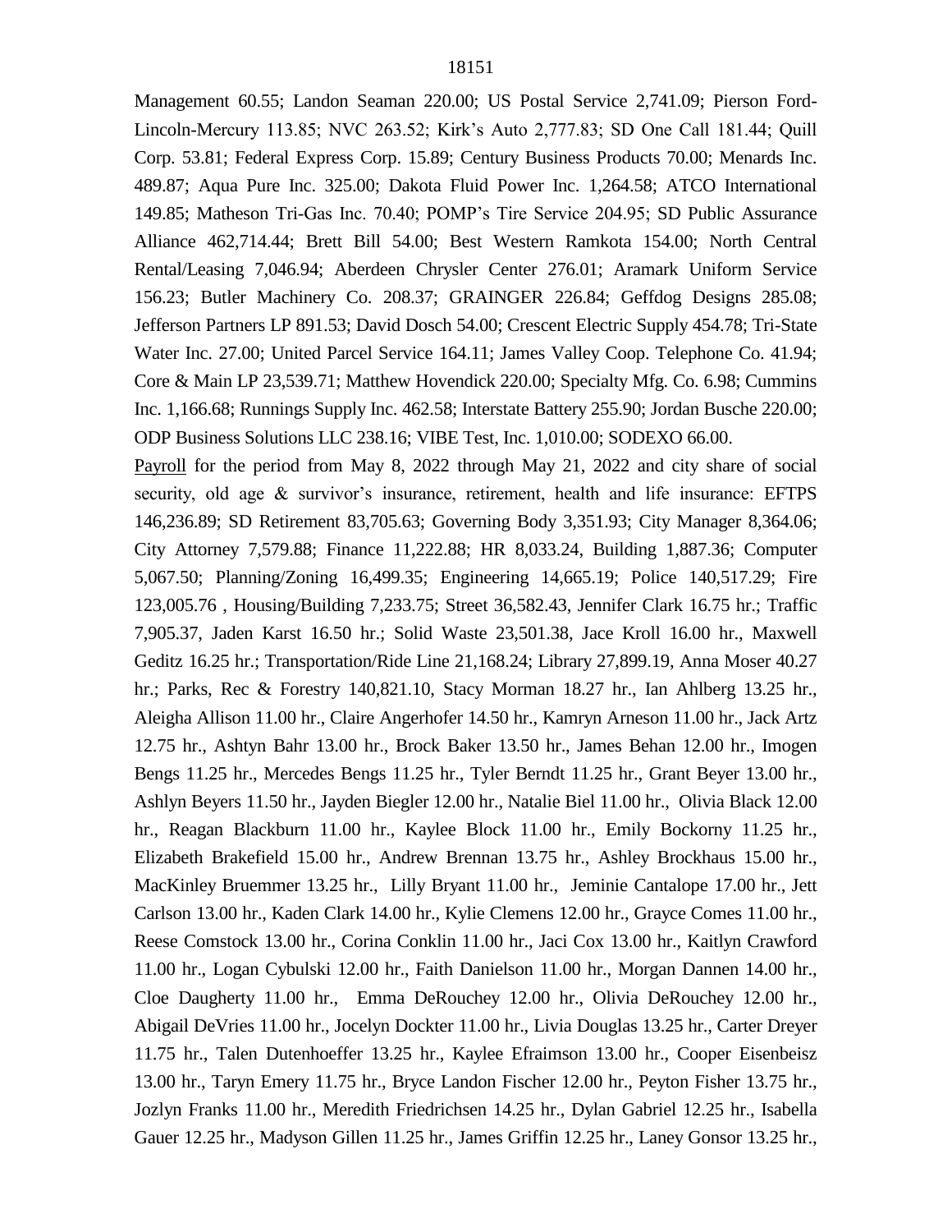Management 60.55; Landon Seaman 220.00; US Postal Service 2,741.09; Pierson Ford-Lincoln-Mercury 113.85; NVC 263.52; Kirk's Auto 2,777.83; SD One Call 181.44; Quill Corp. 53.81; Federal Express Corp. 15.89; Century Business Products 70.00; Menards Inc. 489.87; Aqua Pure Inc. 325.00; Dakota Fluid Power Inc. 1,264.58; ATCO International 149.85; Matheson Tri-Gas Inc. 70.40; POMP's Tire Service 204.95; SD Public Assurance Alliance 462,714.44; Brett Bill 54.00; Best Western Ramkota 154.00; North Central Rental/Leasing 7,046.94; Aberdeen Chrysler Center 276.01; Aramark Uniform Service 156.23; Butler Machinery Co. 208.37; GRAINGER 226.84; Geffdog Designs 285.08; Jefferson Partners LP 891.53; David Dosch 54.00; Crescent Electric Supply 454.78; Tri-State Water Inc. 27.00; United Parcel Service 164.11; James Valley Coop. Telephone Co. 41.94; Core & Main LP 23,539.71; Matthew Hovendick 220.00; Specialty Mfg. Co. 6.98; Cummins Inc. 1,166.68; Runnings Supply Inc. 462.58; Interstate Battery 255.90; Jordan Busche 220.00; ODP Business Solutions LLC 238.16; VIBE Test, Inc. 1,010.00; SODEXO 66.00.

Payroll for the period from May 8, 2022 through May 21, 2022 and city share of social security, old age & survivor's insurance, retirement, health and life insurance: EFTPS 146,236.89; SD Retirement 83,705.63; Governing Body 3,351.93; City Manager 8,364.06; City Attorney 7,579.88; Finance 11,222.88; HR 8,033.24, Building 1,887.36; Computer 5,067.50; Planning/Zoning 16,499.35; Engineering 14,665.19; Police 140,517.29; Fire 123,005.76 , Housing/Building 7,233.75; Street 36,582.43, Jennifer Clark 16.75 hr.; Traffic 7,905.37, Jaden Karst 16.50 hr.; Solid Waste 23,501.38, Jace Kroll 16.00 hr., Maxwell Geditz 16.25 hr.; Transportation/Ride Line 21,168.24; Library 27,899.19, Anna Moser 40.27 hr.; Parks, Rec & Forestry 140,821.10, Stacy Morman 18.27 hr., Ian Ahlberg 13.25 hr., Aleigha Allison 11.00 hr., Claire Angerhofer 14.50 hr., Kamryn Arneson 11.00 hr., Jack Artz 12.75 hr., Ashtyn Bahr 13.00 hr., Brock Baker 13.50 hr., James Behan 12.00 hr., Imogen Bengs 11.25 hr., Mercedes Bengs 11.25 hr., Tyler Berndt 11.25 hr., Grant Beyer 13.00 hr., Ashlyn Beyers 11.50 hr., Jayden Biegler 12.00 hr., Natalie Biel 11.00 hr., Olivia Black 12.00 hr., Reagan Blackburn 11.00 hr., Kaylee Block 11.00 hr., Emily Bockorny 11.25 hr., Elizabeth Brakefield 15.00 hr., Andrew Brennan 13.75 hr., Ashley Brockhaus 15.00 hr., MacKinley Bruemmer 13.25 hr., Lilly Bryant 11.00 hr., Jeminie Cantalope 17.00 hr., Jett Carlson 13.00 hr., Kaden Clark 14.00 hr., Kylie Clemens 12.00 hr., Grayce Comes 11.00 hr., Reese Comstock 13.00 hr., Corina Conklin 11.00 hr., Jaci Cox 13.00 hr., Kaitlyn Crawford 11.00 hr., Logan Cybulski 12.00 hr., Faith Danielson 11.00 hr., Morgan Dannen 14.00 hr., Cloe Daugherty 11.00 hr., Emma DeRouchey 12.00 hr., Olivia DeRouchey 12.00 hr., Abigail DeVries 11.00 hr., Jocelyn Dockter 11.00 hr., Livia Douglas 13.25 hr., Carter Dreyer 11.75 hr., Talen Dutenhoeffer 13.25 hr., Kaylee Efraimson 13.00 hr., Cooper Eisenbeisz 13.00 hr., Taryn Emery 11.75 hr., Bryce Landon Fischer 12.00 hr., Peyton Fisher 13.75 hr., Jozlyn Franks 11.00 hr., Meredith Friedrichsen 14.25 hr., Dylan Gabriel 12.25 hr., Isabella Gauer 12.25 hr., Madyson Gillen 11.25 hr., James Griffin 12.25 hr., Laney Gonsor 13.25 hr.,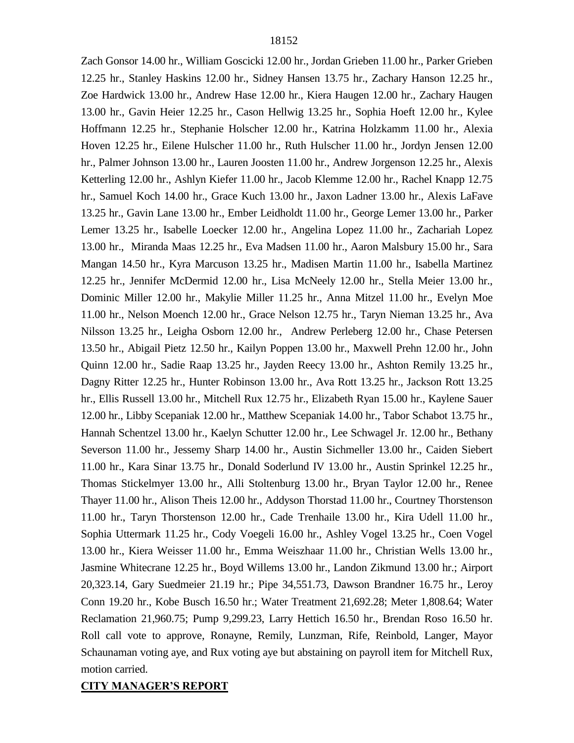Zach Gonsor 14.00 hr., William Goscicki 12.00 hr., Jordan Grieben 11.00 hr., Parker Grieben 12.25 hr., Stanley Haskins 12.00 hr., Sidney Hansen 13.75 hr., Zachary Hanson 12.25 hr., Zoe Hardwick 13.00 hr., Andrew Hase 12.00 hr., Kiera Haugen 12.00 hr., Zachary Haugen 13.00 hr., Gavin Heier 12.25 hr., Cason Hellwig 13.25 hr., Sophia Hoeft 12.00 hr., Kylee Hoffmann 12.25 hr., Stephanie Holscher 12.00 hr., Katrina Holzkamm 11.00 hr., Alexia Hoven 12.25 hr., Eilene Hulscher 11.00 hr., Ruth Hulscher 11.00 hr., Jordyn Jensen 12.00 hr., Palmer Johnson 13.00 hr., Lauren Joosten 11.00 hr., Andrew Jorgenson 12.25 hr., Alexis Ketterling 12.00 hr., Ashlyn Kiefer 11.00 hr., Jacob Klemme 12.00 hr., Rachel Knapp 12.75 hr., Samuel Koch 14.00 hr., Grace Kuch 13.00 hr., Jaxon Ladner 13.00 hr., Alexis LaFave 13.25 hr., Gavin Lane 13.00 hr., Ember Leidholdt 11.00 hr., George Lemer 13.00 hr., Parker Lemer 13.25 hr., Isabelle Loecker 12.00 hr., Angelina Lopez 11.00 hr., Zachariah Lopez 13.00 hr., Miranda Maas 12.25 hr., Eva Madsen 11.00 hr., Aaron Malsbury 15.00 hr., Sara Mangan 14.50 hr., Kyra Marcuson 13.25 hr., Madisen Martin 11.00 hr., Isabella Martinez 12.25 hr., Jennifer McDermid 12.00 hr., Lisa McNeely 12.00 hr., Stella Meier 13.00 hr., Dominic Miller 12.00 hr., Makylie Miller 11.25 hr., Anna Mitzel 11.00 hr., Evelyn Moe 11.00 hr., Nelson Moench 12.00 hr., Grace Nelson 12.75 hr., Taryn Nieman 13.25 hr., Ava Nilsson 13.25 hr., Leigha Osborn 12.00 hr., Andrew Perleberg 12.00 hr., Chase Petersen 13.50 hr., Abigail Pietz 12.50 hr., Kailyn Poppen 13.00 hr., Maxwell Prehn 12.00 hr., John Quinn 12.00 hr., Sadie Raap 13.25 hr., Jayden Reecy 13.00 hr., Ashton Remily 13.25 hr., Dagny Ritter 12.25 hr., Hunter Robinson 13.00 hr., Ava Rott 13.25 hr., Jackson Rott 13.25 hr., Ellis Russell 13.00 hr., Mitchell Rux 12.75 hr., Elizabeth Ryan 15.00 hr., Kaylene Sauer 12.00 hr., Libby Scepaniak 12.00 hr., Matthew Scepaniak 14.00 hr., Tabor Schabot 13.75 hr., Hannah Schentzel 13.00 hr., Kaelyn Schutter 12.00 hr., Lee Schwagel Jr. 12.00 hr., Bethany Severson 11.00 hr., Jessemy Sharp 14.00 hr., Austin Sichmeller 13.00 hr., Caiden Siebert 11.00 hr., Kara Sinar 13.75 hr., Donald Soderlund IV 13.00 hr., Austin Sprinkel 12.25 hr., Thomas Stickelmyer 13.00 hr., Alli Stoltenburg 13.00 hr., Bryan Taylor 12.00 hr., Renee Thayer 11.00 hr., Alison Theis 12.00 hr., Addyson Thorstad 11.00 hr., Courtney Thorstenson 11.00 hr., Taryn Thorstenson 12.00 hr., Cade Trenhaile 13.00 hr., Kira Udell 11.00 hr., Sophia Uttermark 11.25 hr., Cody Voegeli 16.00 hr., Ashley Vogel 13.25 hr., Coen Vogel 13.00 hr., Kiera Weisser 11.00 hr., Emma Weiszhaar 11.00 hr., Christian Wells 13.00 hr., Jasmine Whitecrane 12.25 hr., Boyd Willems 13.00 hr., Landon Zikmund 13.00 hr.; Airport 20,323.14, Gary Suedmeier 21.19 hr.; Pipe 34,551.73, Dawson Brandner 16.75 hr., Leroy Conn 19.20 hr., Kobe Busch 16.50 hr.; Water Treatment 21,692.28; Meter 1,808.64; Water Reclamation 21,960.75; Pump 9,299.23, Larry Hettich 16.50 hr., Brendan Roso 16.50 hr. Roll call vote to approve, Ronayne, Remily, Lunzman, Rife, Reinbold, Langer, Mayor Schaunaman voting aye, and Rux voting aye but abstaining on payroll item for Mitchell Rux, motion carried.

**CITY MANAGER'S REPORT**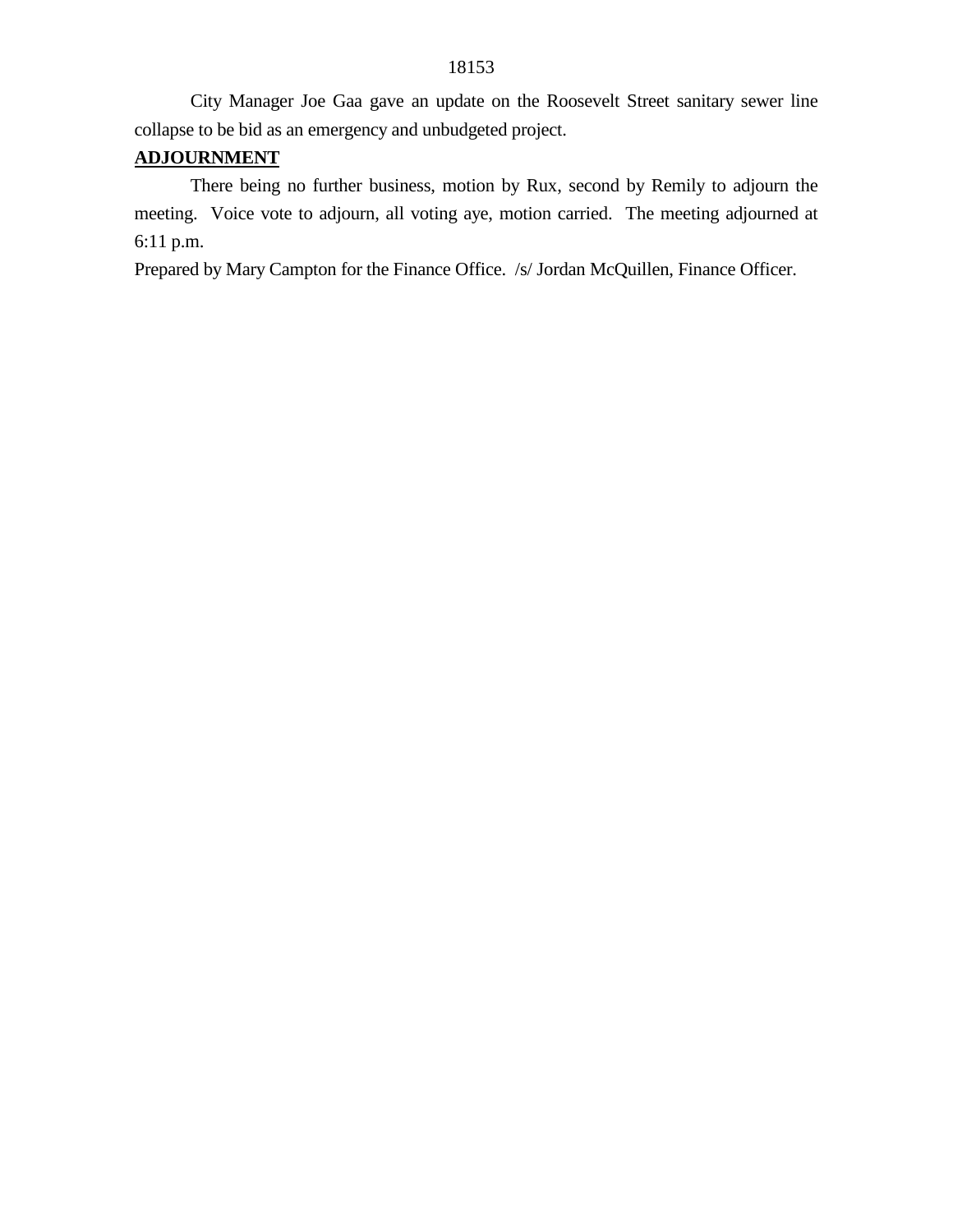City Manager Joe Gaa gave an update on the Roosevelt Street sanitary sewer line collapse to be bid as an emergency and unbudgeted project.

**ADJOURNMENT**

There being no further business, motion by Rux, second by Remily to adjourn the meeting. Voice vote to adjourn, all voting aye, motion carried. The meeting adjourned at 6:11 p.m.

Prepared by Mary Campton for the Finance Office. /s/ Jordan McQuillen, Finance Officer.